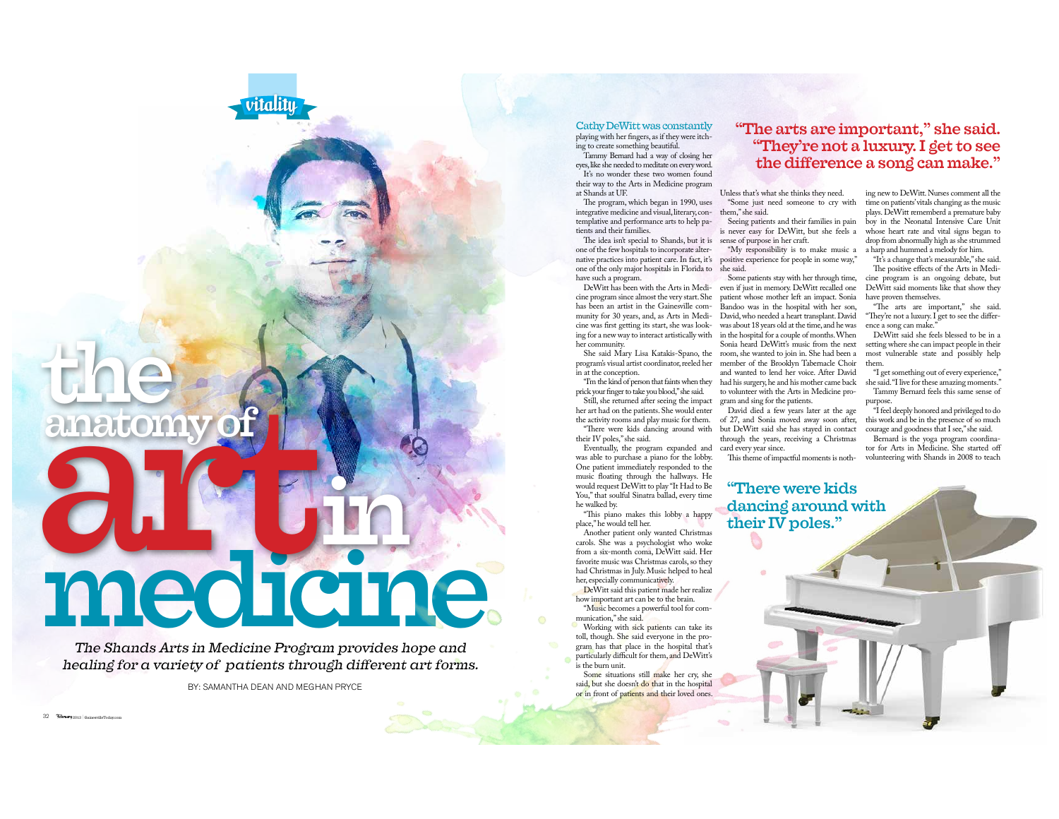vitality

# the anatomy of art in medicine

*The Shands Arts in Medicine Program provides hope and healing for a variety of patients through different art forms.*

BY: SAMANTHA DEAN AND MEGHAN PRYCE

Cathy DeWitt was constantly playing with her fingers, as if they were itching to create something beautiful.

Tammy Bernard had a way of closing her eyes, like she needed to meditate on every word.

It's no wonder these two women found their way to the Arts in Medicine program at Shands at UF.

The program, which began in 1990, uses integrative medicine and visual, literary, contemplative and performance arts to help patients and their families.

The idea isn't special to Shands, but it is one of the few hospitals to incorporate alternative practices into patient care. In fact, it's one of the only major hospitals in Florida to have such a program.

DeWitt has been with the Arts in Medicine program since almost the very start. She has been an artist in the Gainesville community for 30 years, and, as Arts in Medicine was first getting its start, she was looking for a new way to interact artistically with her community.

She said Mary Lisa Katakis-Spano, the program's visual artist coordinator, reeled her in at the conception.

"I'm the kind of person that faints when they prick your finger to take you blood," she said.

Still, she returned after seeing the impact her art had on the patients. She would enter the activity rooms and play music for them.

"There were kids dancing around with their IV poles," she said.

Eventually, the program expanded and was able to purchase a piano for the lobby. One patient immediately responded to the music floating through the hallways. He would request DeWitt to play "It Had to Be You," that soulful Sinatra ballad, every time he walked by.

"This piano makes this lobby a happy place," he would tell her.

Another patient only wanted Christmas carols. She was a psychologist who woke from a six-month coma, DeWitt said. Her favorite music was Christmas carols, so they had Christmas in July. Music helped to heal her, especially communicatively.

DeWitt said this patient made her realize how important art can be to the brain.

"Music becomes a powerful tool for communication," she said.

Working with sick patients can take its toll, though. She said everyone in the program has that place in the hospital that's particularly difficult for them, and DeWitt's is the burn unit.

Some situations still make her cry, she said, but she doesn't do that in the hospital or in front of patients and their loved ones. Unless that's what she thinks they need.

"Some just need someone to cry with them," she said.

Seeing patients and their families in pain is never easy for DeWitt, but she feels a sense of purpose in her craft.

"My responsibility is to make music a positive experience for people in some way," she said.

Some patients stay with her through time, even if just in memory. DeWitt recalled one patient whose mother left an impact. Sonia Bandoo was in the hospital with her son, David, who needed a heart transplant. David was about 18 years old at the time, and he was in the hospital for a couple of months. When Sonia heard DeWitt's music from the next room, she wanted to join in. She had been a member of the Brooklyn Tabernacle Choir and wanted to lend her voice. After David had his surgery, he and his mother came back to volunteer with the Arts in Medicine program and sing for the patients.

David died a few years later at the age of 27, and Sonia moved away soon after, but DeWitt said she has stayed in contact through the years, receiving a Christmas card every year since.

This theme of impactful moments is nothing new to DeWitt. Nurses comment all the time on patients' vitals changing as the music plays. DeWitt remembered a premature baby boy in the Neonatal Intensive Care Unit whose heart rate and vital signs began to drop from abnormally high as she strummed a harp and hummed a melody for him.

"It's a change that's measurable," she said.

The positive effects of the Arts in Medicine program is an ongoing debate, but DeWitt said moments like that show they have proven themselves.

"The arts are important," she said. "They're not a luxury. I get to see the difference a song can make."

DeWitt said she feels blessed to be in a setting where she can impact people in their most vulnerable state and possibly help them.

"I get something out of every experience," she said. "I live for these amazing moments."

Tammy Bernard feels this same sense of purpose.

"I feel deeply honored and privileged to do this work and be in the presence of so much courage and goodness that I see," she said.

Bernard is the yoga program coordinator for Arts in Medicine. She started off volunteering with Shands in 2008 to teach

> **"The arts are important," she said. "They're not a luxury. I get to see the difference a song can make."**

> **"There were kids dancing around with their IV poles."**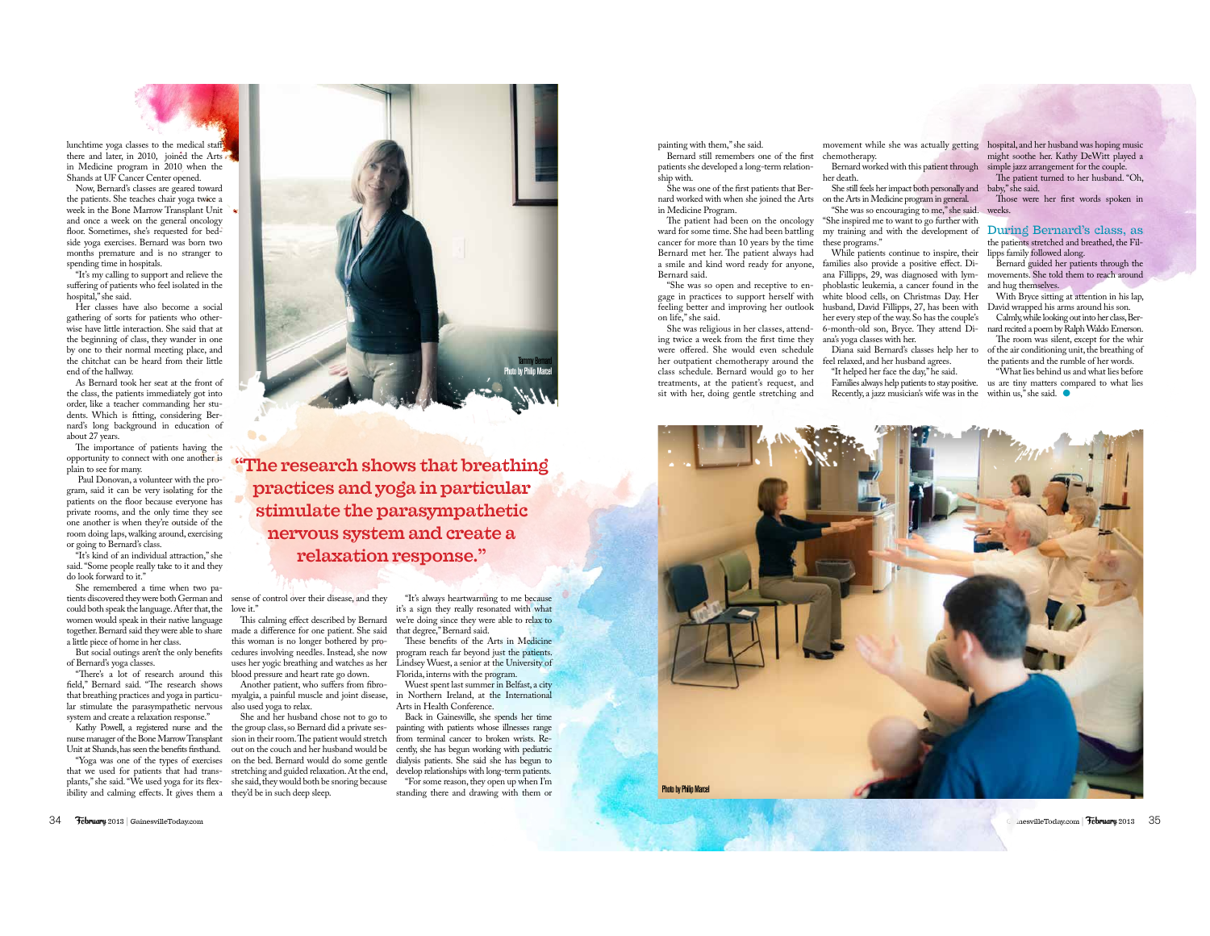lunchtime yoga classes to the medical staff there and later, in 2010, joined the Arts in Medicine program in 2010 when the Shands at UF Cancer Center opened.

Now, Bernard's classes are geared toward the patients. She teaches chair yoga twice a week in the Bone Marrow Transplant Unit and once a week on the general oncology floor. Sometimes, she's requested for bedside yoga exercises. Bernard was born two months premature and is no stranger to spending time in hospitals.

"It's my calling to support and relieve the suffering of patients who feel isolated in the hospital," she said.

Her classes have also become a social gathering of sorts for patients who otherwise have little interaction. She said that at the beginning of class, they wander in one by one to their normal meeting place, and the chitchat can be heard from their little end of the hallway.

As Bernard took her seat at the front of the class, the patients immediately got into order, like a teacher commanding her students. Which is fitting, considering Bernard's long background in education of about 27 years.

The importance of patients having the opportunity to connect with one another is plain to see for many.

Paul Donovan, a volunteer with the program, said it can be very isolating for the patients on the floor because everyone has private rooms, and the only time they see one another is when they're outside of the room doing laps, walking around, exercising or going to Bernard's class.

"It's kind of an individual attraction," she said. "Some people really take to it and they do look forward to it."

She remembered a time when two patients discovered they were both German and could both speak the language. After that, the women would speak in their native language together. Bernard said they were able to share a little piece of home in her class.

But social outings aren't the only benefits of Bernard's yoga classes.

"There's a lot of research around this field," Bernard said. "The research shows that breathing practices and yoga in particular stimulate the parasympathetic nervous system and create a relaxation response."

Kathy Powell, a registered nurse and the nurse manager of the Bone Marrow Transplant Unit at Shands, has seen the benefits firsthand.

"Yoga was one of the types of exercises that we used for patients that had transplants," she said. "We used yoga for its flexibility and calming effects. It gives them a sense of control over their disease, and they love it."

This calming effect described by Bernard made a difference for one patient. She said this woman is no longer bothered by procedures involving needles. Instead, she now uses her yogic breathing and watches as her blood pressure and heart rate go down.

Another patient, who suffers from fibromyalgia, a painful muscle and joint disease, also used yoga to relax.

She and her husband chose not to go to the group class, so Bernard did a private session in their room. The patient would stretch out on the couch and her husband would be on the bed. Bernard would do some gentle stretching and guided relaxation. At the end, she said, they would both be snoring because they'd be in such deep sleep.

"It's always heartwarming to me because it's a sign they really resonated with what we're doing since they were able to relax to that degree," Bernard said.

These benefits of the Arts in Medicine program reach far beyond just the patients. Lindsey Wuest, a senior at the University of Florida, interns with the program.

Wuest spent last summer in Belfast, a city in Northern Ireland, at the International Arts in Health Conference.

Back in Gainesville, she spends her time painting with patients whose illnesses range from terminal cancer to broken wrists. Recently, she has begun working with pediatric dialysis patients. She said she has begun to develop relationships with long-term patients.

"For some reason, they open up when I'm standing there and drawing with them or painting with them," she said.

Bernard still remembers one of the first patients she developed a long-term relationship with.

She was one of the first patients that Bernard worked with when she joined the Arts in Medicine Program.

The patient had been on the oncology ward for some time. She had been battling cancer for more than 10 years by the time Bernard met her. The patient always had a smile and kind word ready for anyone, Bernard said.

"She was so open and receptive to engage in practices to support herself with feeling better and improving her outlook on life," she said.

She was religious in her classes, attending twice a week from the first time they were offered. She would even schedule her outpatient chemotherapy around the class schedule. Bernard would go to her treatments, at the patient's request, and sit with her, doing gentle stretching and movement while she was actually getting chemotherapy.

Bernard worked with this patient through her death.

She still feels her impact both personally and on the Arts in Medicine program in general.

"She was so encouraging to me," she said. "She inspired me to want to go further with my training and with the development of these programs."

While patients continue to inspire, their families also provide a positive effect. Diana Fillipps, 29, was diagnosed with lymphoblastic leukemia, a cancer found in the white blood cells, on Christmas Day. Her husband, David Fillipps, 27, has been with her every step of the way. So has the couple's 6-month-old son, Bryce. They attend Diana's yoga classes with her.

Diana said Bernard's classes help her to feel relaxed, and her husband agrees.

"It helped her face the day," he said.

Families always help patients to stay positive. Recently, a jazz musician's wife was in the hospital, and her husband was hoping music might soothe her. Kathy DeWitt played a simple jazz arrangement for the couple.

The patient turned to her husband. "Oh, baby," she said.

Those were her first words spoken in weeks.

During Bernard's class, as the patients stretched and breathed, the Fillipps family followed along.

Bernard guided her patients through the movements. She told them to reach around and hug themselves.

With Bryce sitting at attention in his lap, David wrapped his arms around his son.

Calmly, while looking out into her class, Bernard recited a poem by Ralph Waldo Emerson.

The room was silent, except for the whir of the air conditioning unit, the breathing of the patients and the rumble of her words.

"What lies behind us and what lies before us are tiny matters compared to what lies within us," she said.

"The research shows that breathing practices and yoga in particular stimulate the parasympathetic nervous system and create a relaxation response."

Tammy Bernard
Photo by Philip Marcel

Photo by Philip Marcel